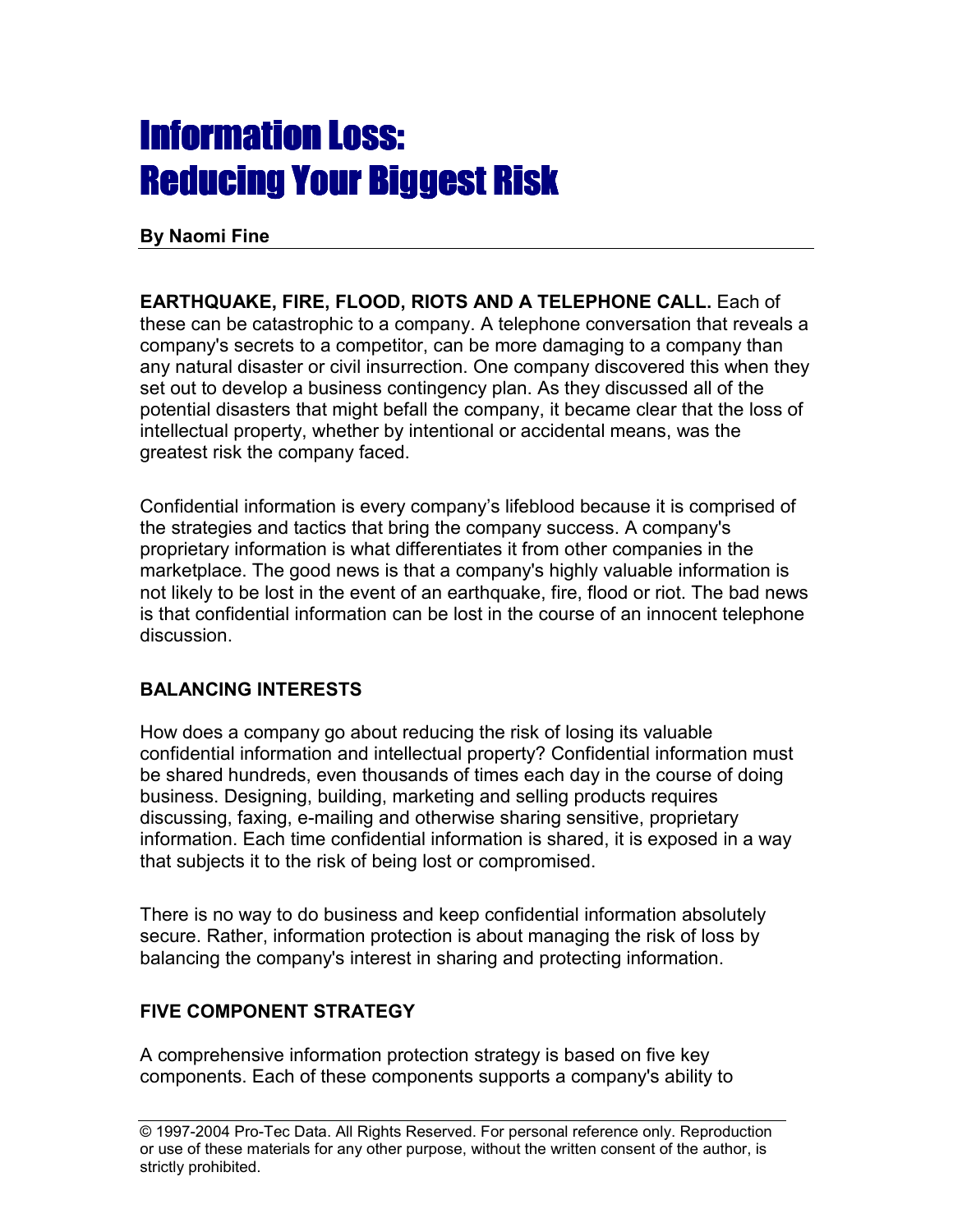# Information Loss: Reducing Your Biggest Risk

**By Naomi Fine**

**EARTHQUAKE, FIRE, FLOOD, RIOTS AND A TELEPHONE CALL.** Each of these can be catastrophic to a company. A telephone conversation that reveals a company's secrets to a competitor, can be more damaging to a company than any natural disaster or civil insurrection. One company discovered this when they set out to develop a business contingency plan. As they discussed all of the potential disasters that might befall the company, it became clear that the loss of intellectual property, whether by intentional or accidental means, was the greatest risk the company faced.

Confidential information is every company's lifeblood because it is comprised of the strategies and tactics that bring the company success. A company's proprietary information is what differentiates it from other companies in the marketplace. The good news is that a company's highly valuable information is not likely to be lost in the event of an earthquake, fire, flood or riot. The bad news is that confidential information can be lost in the course of an innocent telephone discussion.

## BALANCING INTERESTS

How does a company go about reducing the risk of losing its valuable confidential information and intellectual property? Confidential information must be shared hundreds, even thousands of times each day in the course of doing business. Designing, building, marketing and selling products requires discussing, faxing, e-mailing and otherwise sharing sensitive, proprietary information. Each time confidential information is shared, it is exposed in a way that subjects it to the risk of being lost or compromised.

There is no way to do business and keep confidential information absolutely secure. Rather, information protection is about managing the risk of loss by balancing the company's interest in sharing and protecting information.

## FIVE COMPONENT STRATEGY

A comprehensive information protection strategy is based on five key components. Each of these components supports a company's ability to

© 1997-2004 Pro-Tec Data. All Rights Reserved. For personal reference only. Reproduction or use of these materials for any other purpose, without the written consent of the author, is strictly prohibited.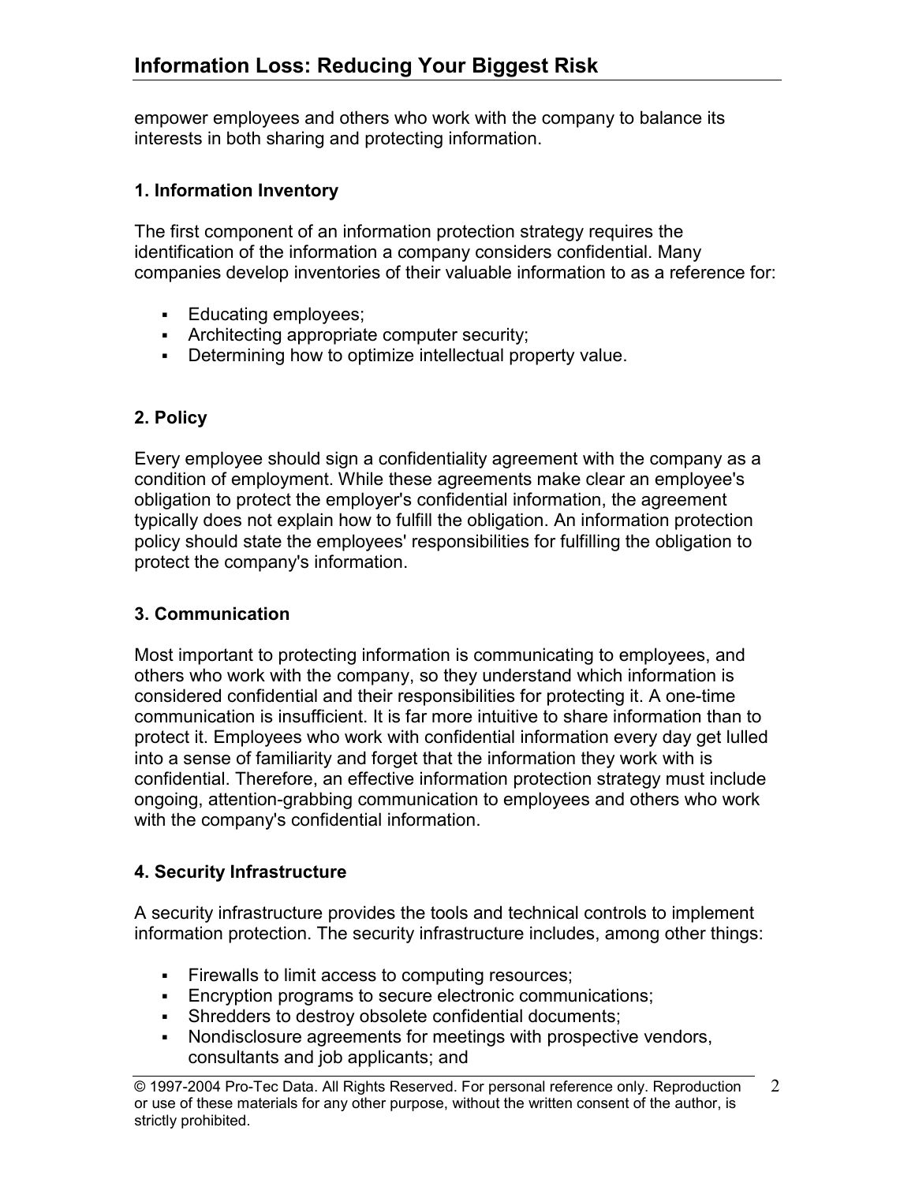empower employees and others who work with the company to balance its interests in both sharing and protecting information.

### 1. Information Inventory

The first component of an information protection strategy requires the identification of the information a company considers confidential. Many companies develop inventories of their valuable information to as a reference for:

- Educating employees;
- Architecting appropriate computer security;
- Determining how to optimize intellectual property value.

### 2. Policy

Every employee should sign a confidentiality agreement with the company as a condition of employment. While these agreements make clear an employee's obligation to protect the employer's confidential information, the agreement typically does not explain how to fulfill the obligation. An information protection policy should state the employees' responsibilities for fulfilling the obligation to protect the company's information.

### 3. Communication

Most important to protecting information is communicating to employees, and others who work with the company, so they understand which information is considered confidential and their responsibilities for protecting it. A one-time communication is insufficient. It is far more intuitive to share information than to protect it. Employees who work with confidential information every day get lulled into a sense of familiarity and forget that the information they work with is confidential. Therefore, an effective information protection strategy must include ongoing, attention-grabbing communication to employees and others who work with the company's confidential information.

### 4. Security Infrastructure

A security infrastructure provides the tools and technical controls to implement information protection. The security infrastructure includes, among other things:

- Firewalls to limit access to computing resources;
- Encryption programs to secure electronic communications;
- Shredders to destroy obsolete confidential documents;
- Nondisclosure agreements for meetings with prospective vendors, consultants and job applicants; and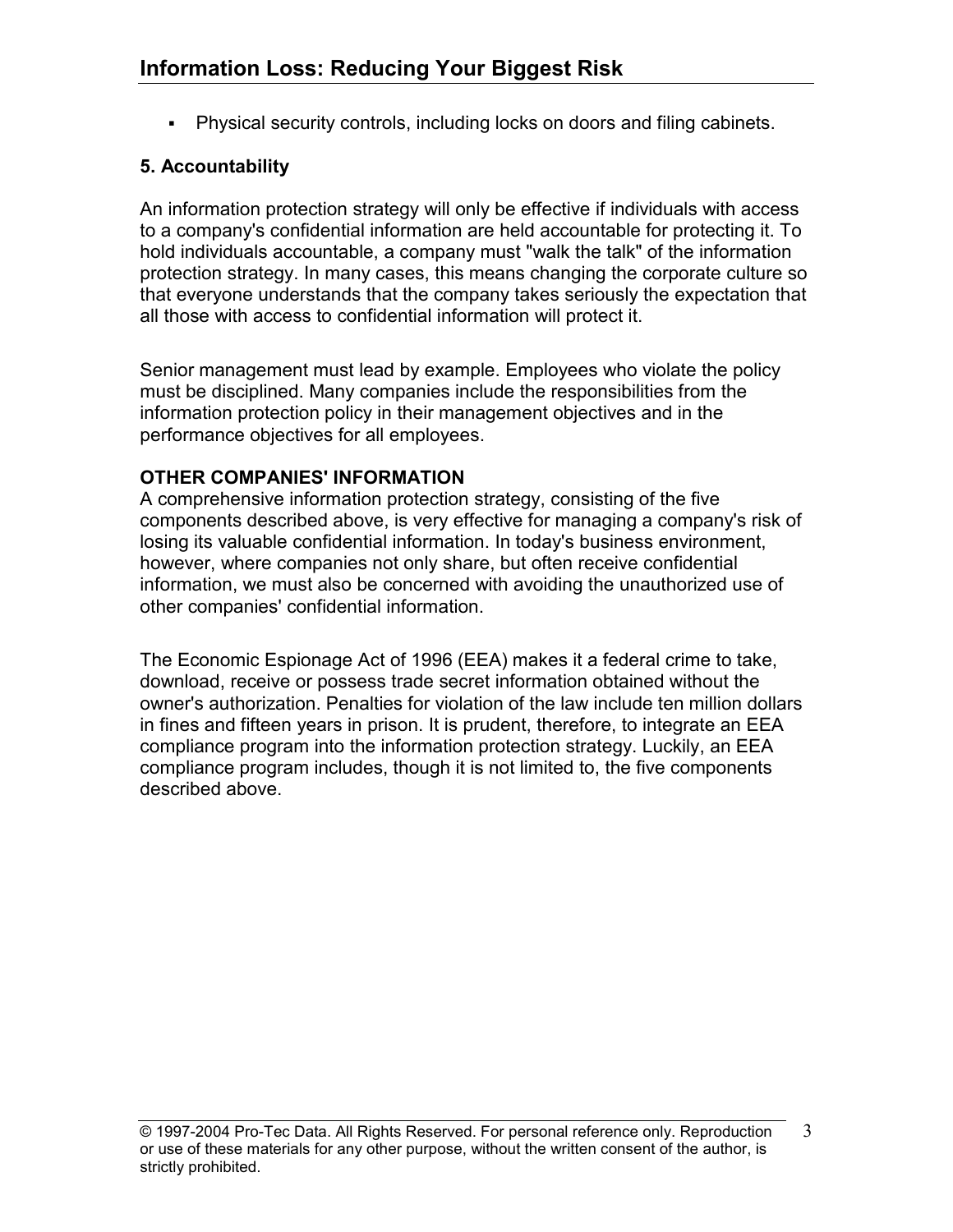- Physical security controls, including locks on doors and filing cabinets.

### 5. Accountability

An information protection strategy will only be effective if individuals with access to a company's confidential information are held accountable for protecting it. To hold individuals accountable, a company must "walk the talk" of the information protection strategy. In many cases, this means changing the corporate culture so that everyone understands that the company takes seriously the expectation that all those with access to confidential information will protect it.

Senior management must lead by example. Employees who violate the policy must be disciplined. Many companies include the responsibilities from the information protection policy in their management objectives and in the performance objectives for all employees.

### OTHER COMPANIES' INFORMATION

A comprehensive information protection strategy, consisting of the five components described above, is very effective for managing a company's risk of losing its valuable confidential information. In today's business environment, however, where companies not only share, but often receive confidential information, we must also be concerned with avoiding the unauthorized use of other companies' confidential information.

The Economic Espionage Act of 1996 (EEA) makes it a federal crime to take, download, receive or possess trade secret information obtained without the owner's authorization. Penalties for violation of the law include ten million dollars in fines and fifteen years in prison. It is prudent, therefore, to integrate an EEA compliance program into the information protection strategy. Luckily, an EEA compliance program includes, though it is not limited to, the five components described above.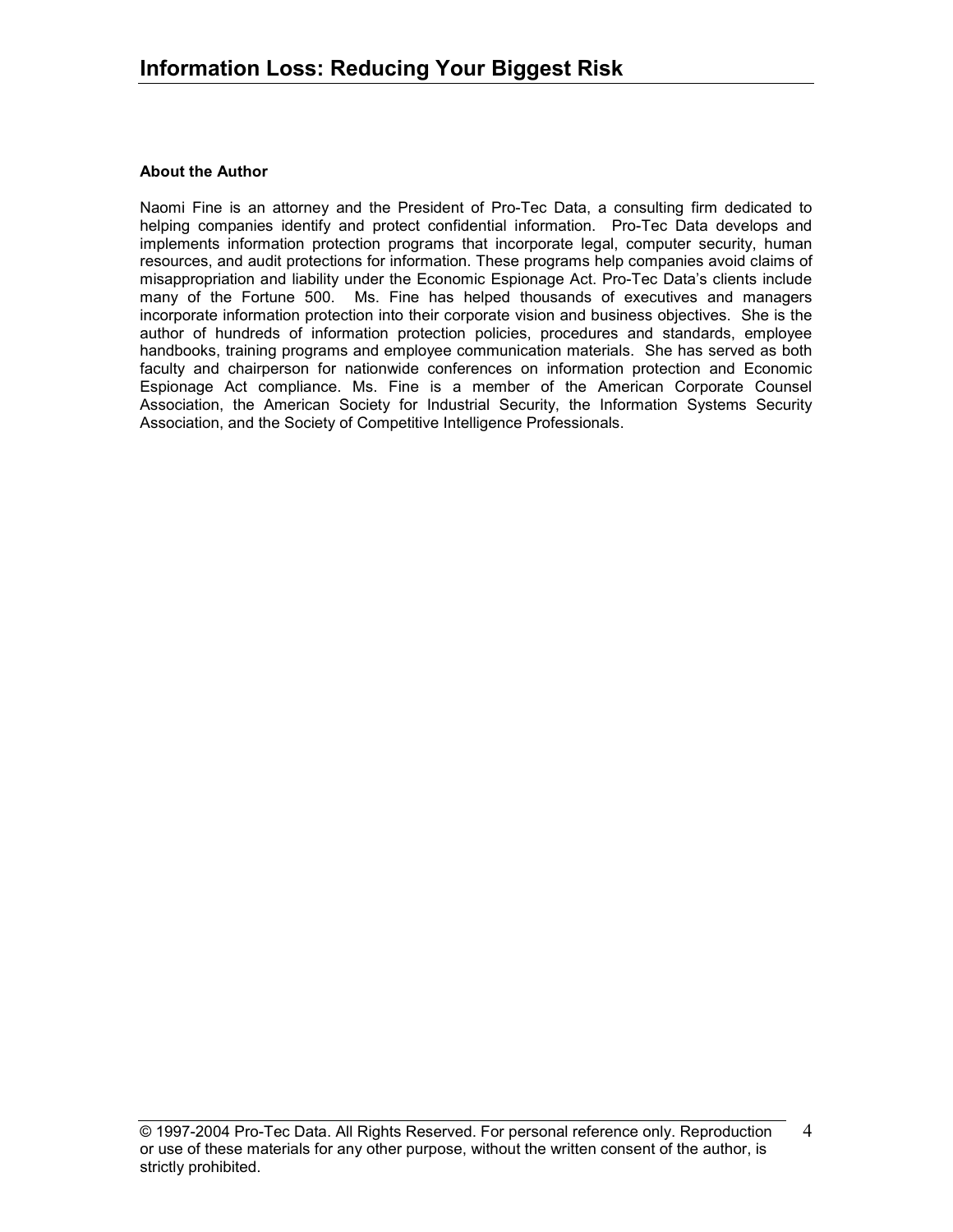**About the Author**

Naomi Fine is an attorney and the President of Pro-Tec Data, a consulting firm dedicated to helping companies identify and protect confidential information. Pro-Tec Data develops and implements information protection programs that incorporate legal, computer security, human resources, and audit protections for information. These programs help companies avoid claims of misappropriation and liability under the Economic Espionage Act. Pro-Tec Data's clients include many of the Fortune 500. Ms. Fine has helped thousands of executives and managers incorporate information protection into their corporate vision and business objectives. She is the author of hundreds of information protection policies, procedures and standards, employee handbooks, training programs and employee communication materials. She has served as both faculty and chairperson for nationwide conferences on information protection and Economic Espionage Act compliance. Ms. Fine is a member of the American Corporate Counsel Association, the American Society for Industrial Security, the Information Systems Security Association, and the Society of Competitive Intelligence Professionals.